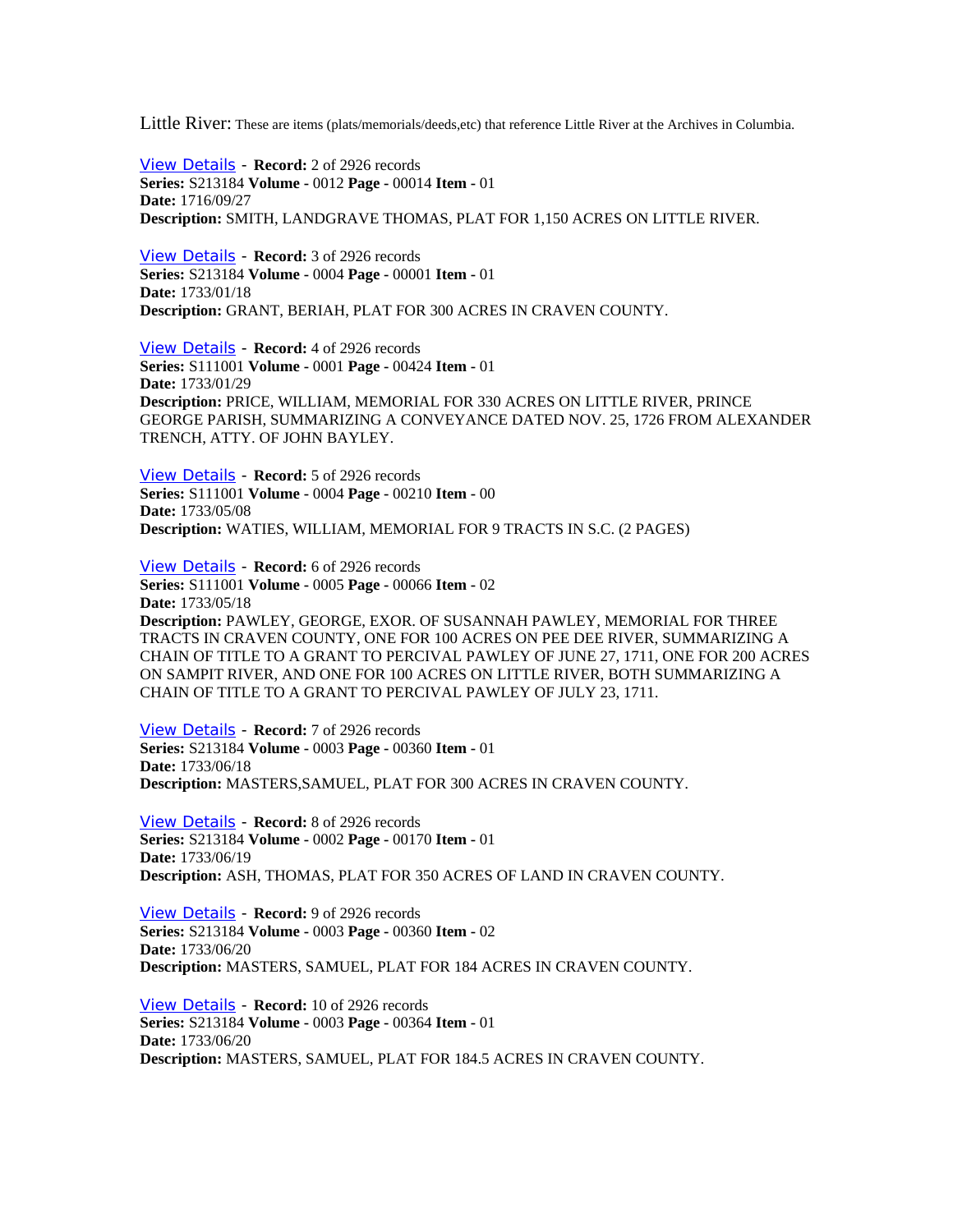Little River: These are items (plats/memorials/deeds,etc) that reference Little River at the Archives in Columbia.

View Details - **Record:** 2 of 2926 records
**Series:** S213184 **Volume -** 0012 **Page -** 00014 **Item -** 01
**Date:** 1716/09/27
**Description:** SMITH, LANDGRAVE THOMAS, PLAT FOR 1,150 ACRES ON LITTLE RIVER.

View Details - **Record:** 3 of 2926 records
**Series:** S213184 **Volume -** 0004 **Page -** 00001 **Item -** 01
**Date:** 1733/01/18
**Description:** GRANT, BERIAH, PLAT FOR 300 ACRES IN CRAVEN COUNTY.

View Details - **Record:** 4 of 2926 records
**Series:** S111001 **Volume -** 0001 **Page -** 00424 **Item -** 01
**Date:** 1733/01/29
**Description:** PRICE, WILLIAM, MEMORIAL FOR 330 ACRES ON LITTLE RIVER, PRINCE GEORGE PARISH, SUMMARIZING A CONVEYANCE DATED NOV. 25, 1726 FROM ALEXANDER TRENCH, ATTY. OF JOHN BAYLEY.

View Details - **Record:** 5 of 2926 records
**Series:** S111001 **Volume -** 0004 **Page -** 00210 **Item -** 00
**Date:** 1733/05/08
**Description:** WATIES, WILLIAM, MEMORIAL FOR 9 TRACTS IN S.C. (2 PAGES)

View Details - **Record:** 6 of 2926 records
**Series:** S111001 **Volume -** 0005 **Page -** 00066 **Item -** 02
**Date:** 1733/05/18
**Description:** PAWLEY, GEORGE, EXOR. OF SUSANNAH PAWLEY, MEMORIAL FOR THREE TRACTS IN CRAVEN COUNTY, ONE FOR 100 ACRES ON PEE DEE RIVER, SUMMARIZING A CHAIN OF TITLE TO A GRANT TO PERCIVAL PAWLEY OF JUNE 27, 1711, ONE FOR 200 ACRES ON SAMPIT RIVER, AND ONE FOR 100 ACRES ON LITTLE RIVER, BOTH SUMMARIZING A CHAIN OF TITLE TO A GRANT TO PERCIVAL PAWLEY OF JULY 23, 1711.

View Details - **Record:** 7 of 2926 records
**Series:** S213184 **Volume -** 0003 **Page -** 00360 **Item -** 01
**Date:** 1733/06/18
**Description:** MASTERS,SAMUEL, PLAT FOR 300 ACRES IN CRAVEN COUNTY.

View Details - **Record:** 8 of 2926 records
**Series:** S213184 **Volume -** 0002 **Page -** 00170 **Item -** 01
**Date:** 1733/06/19
**Description:** ASH, THOMAS, PLAT FOR 350 ACRES OF LAND IN CRAVEN COUNTY.

View Details - **Record:** 9 of 2926 records
**Series:** S213184 **Volume -** 0003 **Page -** 00360 **Item -** 02
**Date:** 1733/06/20
**Description:** MASTERS, SAMUEL, PLAT FOR 184 ACRES IN CRAVEN COUNTY.

View Details - **Record:** 10 of 2926 records
**Series:** S213184 **Volume -** 0003 **Page -** 00364 **Item -** 01
**Date:** 1733/06/20
**Description:** MASTERS, SAMUEL, PLAT FOR 184.5 ACRES IN CRAVEN COUNTY.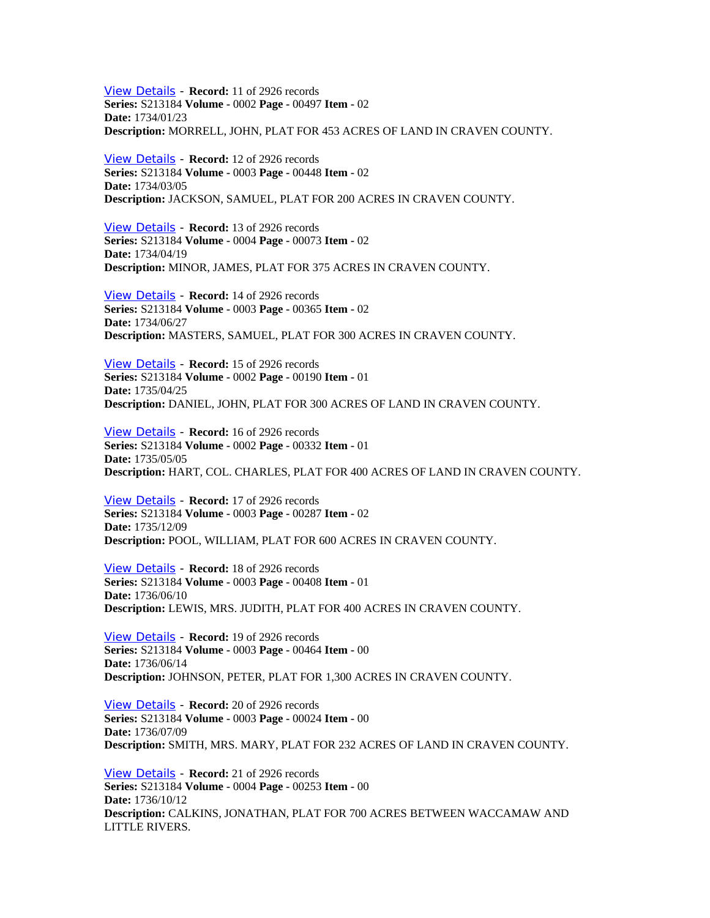View Details - **Record:** 11 of 2926 records
**Series:** S213184 **Volume -** 0002 **Page -** 00497 **Item -** 02
**Date:** 1734/01/23
**Description:** MORRELL, JOHN, PLAT FOR 453 ACRES OF LAND IN CRAVEN COUNTY.

View Details - **Record:** 12 of 2926 records
**Series:** S213184 **Volume -** 0003 **Page -** 00448 **Item -** 02
**Date:** 1734/03/05
**Description:** JACKSON, SAMUEL, PLAT FOR 200 ACRES IN CRAVEN COUNTY.

View Details - **Record:** 13 of 2926 records
**Series:** S213184 **Volume -** 0004 **Page -** 00073 **Item -** 02
**Date:** 1734/04/19
**Description:** MINOR, JAMES, PLAT FOR 375 ACRES IN CRAVEN COUNTY.

View Details - **Record:** 14 of 2926 records
**Series:** S213184 **Volume -** 0003 **Page -** 00365 **Item -** 02
**Date:** 1734/06/27
**Description:** MASTERS, SAMUEL, PLAT FOR 300 ACRES IN CRAVEN COUNTY.

View Details - **Record:** 15 of 2926 records
**Series:** S213184 **Volume -** 0002 **Page -** 00190 **Item -** 01
**Date:** 1735/04/25
**Description:** DANIEL, JOHN, PLAT FOR 300 ACRES OF LAND IN CRAVEN COUNTY.

View Details - **Record:** 16 of 2926 records
**Series:** S213184 **Volume -** 0002 **Page -** 00332 **Item -** 01
**Date:** 1735/05/05
**Description:** HART, COL. CHARLES, PLAT FOR 400 ACRES OF LAND IN CRAVEN COUNTY.

View Details - **Record:** 17 of 2926 records
**Series:** S213184 **Volume -** 0003 **Page -** 00287 **Item -** 02
**Date:** 1735/12/09
**Description:** POOL, WILLIAM, PLAT FOR 600 ACRES IN CRAVEN COUNTY.

View Details - **Record:** 18 of 2926 records
**Series:** S213184 **Volume -** 0003 **Page -** 00408 **Item -** 01
**Date:** 1736/06/10
**Description:** LEWIS, MRS. JUDITH, PLAT FOR 400 ACRES IN CRAVEN COUNTY.

View Details - **Record:** 19 of 2926 records
**Series:** S213184 **Volume -** 0003 **Page -** 00464 **Item -** 00
**Date:** 1736/06/14
**Description:** JOHNSON, PETER, PLAT FOR 1,300 ACRES IN CRAVEN COUNTY.

View Details - **Record:** 20 of 2926 records
**Series:** S213184 **Volume -** 0003 **Page -** 00024 **Item -** 00
**Date:** 1736/07/09
**Description:** SMITH, MRS. MARY, PLAT FOR 232 ACRES OF LAND IN CRAVEN COUNTY.

View Details - **Record:** 21 of 2926 records
**Series:** S213184 **Volume -** 0004 **Page -** 00253 **Item -** 00
**Date:** 1736/10/12
**Description:** CALKINS, JONATHAN, PLAT FOR 700 ACRES BETWEEN WACCAMAW AND LITTLE RIVERS.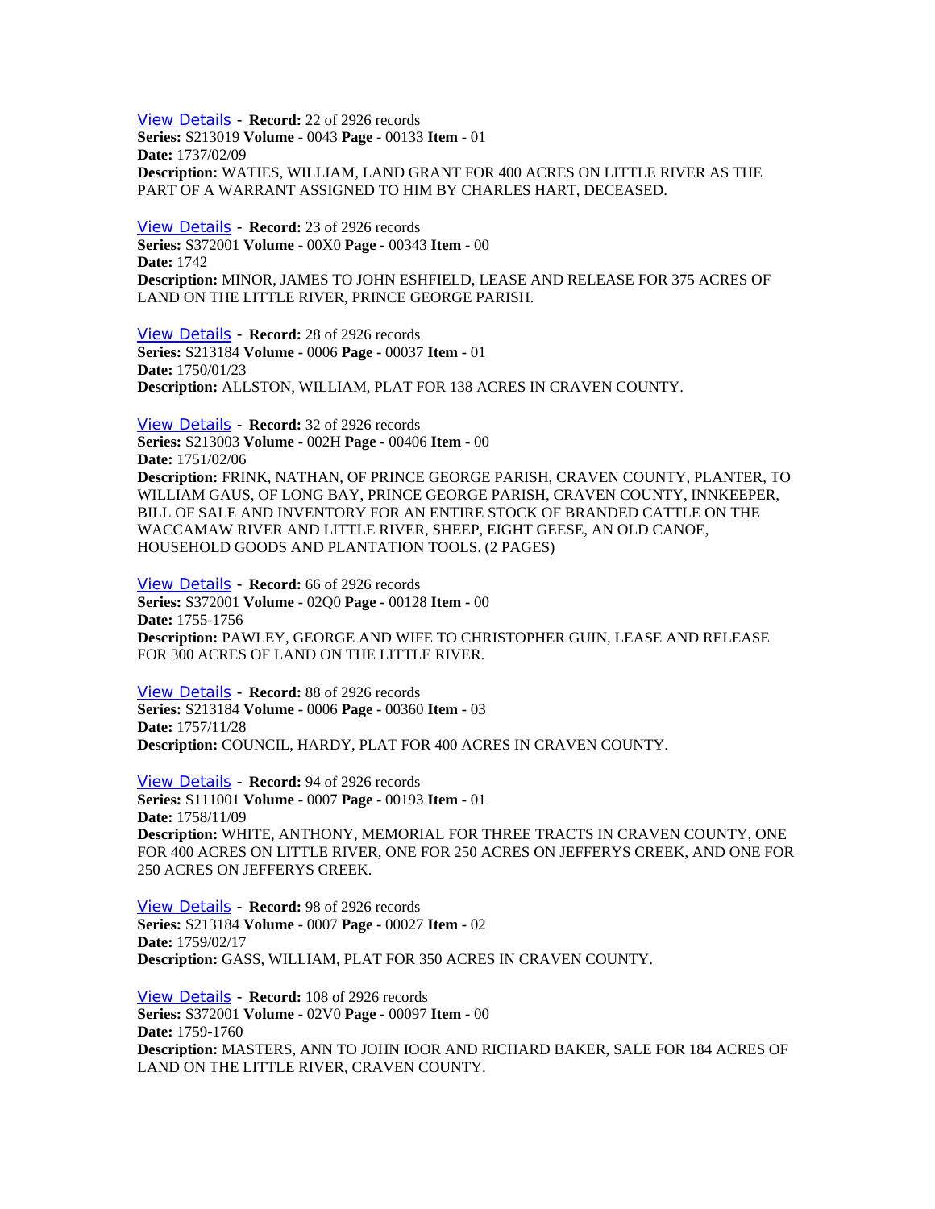View Details - **Record:** 22 of 2926 records
**Series:** S213019 **Volume -** 0043 **Page -** 00133 **Item -** 01
**Date:** 1737/02/09
**Description:** WATIES, WILLIAM, LAND GRANT FOR 400 ACRES ON LITTLE RIVER AS THE PART OF A WARRANT ASSIGNED TO HIM BY CHARLES HART, DECEASED.

View Details - **Record:** 23 of 2926 records
**Series:** S372001 **Volume -** 00X0 **Page -** 00343 **Item -** 00
**Date:** 1742
**Description:** MINOR, JAMES TO JOHN ESHFIELD, LEASE AND RELEASE FOR 375 ACRES OF LAND ON THE LITTLE RIVER, PRINCE GEORGE PARISH.

View Details - **Record:** 28 of 2926 records
**Series:** S213184 **Volume -** 0006 **Page -** 00037 **Item -** 01
**Date:** 1750/01/23
**Description:** ALLSTON, WILLIAM, PLAT FOR 138 ACRES IN CRAVEN COUNTY.

View Details - **Record:** 32 of 2926 records
**Series:** S213003 **Volume -** 002H **Page -** 00406 **Item -** 00
**Date:** 1751/02/06
**Description:** FRINK, NATHAN, OF PRINCE GEORGE PARISH, CRAVEN COUNTY, PLANTER, TO WILLIAM GAUS, OF LONG BAY, PRINCE GEORGE PARISH, CRAVEN COUNTY, INNKEEPER, BILL OF SALE AND INVENTORY FOR AN ENTIRE STOCK OF BRANDED CATTLE ON THE WACCAMAW RIVER AND LITTLE RIVER, SHEEP, EIGHT GEESE, AN OLD CANOE, HOUSEHOLD GOODS AND PLANTATION TOOLS. (2 PAGES)

View Details - **Record:** 66 of 2926 records
**Series:** S372001 **Volume -** 02Q0 **Page -** 00128 **Item -** 00
**Date:** 1755-1756
**Description:** PAWLEY, GEORGE AND WIFE TO CHRISTOPHER GUIN, LEASE AND RELEASE FOR 300 ACRES OF LAND ON THE LITTLE RIVER.

View Details - **Record:** 88 of 2926 records
**Series:** S213184 **Volume -** 0006 **Page -** 00360 **Item -** 03
**Date:** 1757/11/28
**Description:** COUNCIL, HARDY, PLAT FOR 400 ACRES IN CRAVEN COUNTY.

View Details - **Record:** 94 of 2926 records
**Series:** S111001 **Volume -** 0007 **Page -** 00193 **Item -** 01
**Date:** 1758/11/09
**Description:** WHITE, ANTHONY, MEMORIAL FOR THREE TRACTS IN CRAVEN COUNTY, ONE FOR 400 ACRES ON LITTLE RIVER, ONE FOR 250 ACRES ON JEFFERYS CREEK, AND ONE FOR 250 ACRES ON JEFFERYS CREEK.

View Details - **Record:** 98 of 2926 records
**Series:** S213184 **Volume -** 0007 **Page -** 00027 **Item -** 02
**Date:** 1759/02/17
**Description:** GASS, WILLIAM, PLAT FOR 350 ACRES IN CRAVEN COUNTY.

View Details - **Record:** 108 of 2926 records
**Series:** S372001 **Volume -** 02V0 **Page -** 00097 **Item -** 00
**Date:** 1759-1760
**Description:** MASTERS, ANN TO JOHN IOOR AND RICHARD BAKER, SALE FOR 184 ACRES OF LAND ON THE LITTLE RIVER, CRAVEN COUNTY.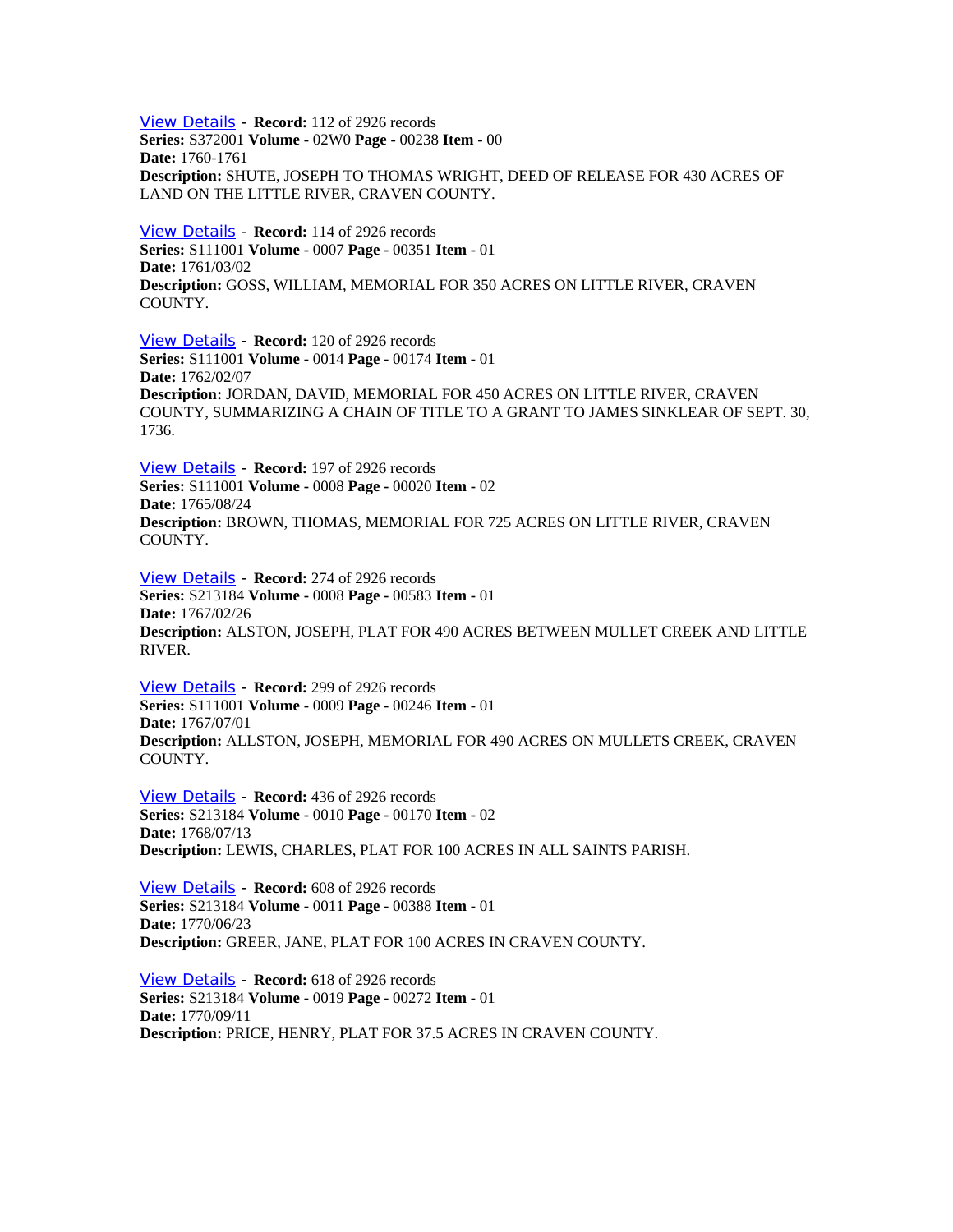View Details - **Record:** 112 of 2926 records
**Series:** S372001 **Volume -** 02W0 **Page -** 00238 **Item -** 00
**Date:** 1760-1761
**Description:** SHUTE, JOSEPH TO THOMAS WRIGHT, DEED OF RELEASE FOR 430 ACRES OF LAND ON THE LITTLE RIVER, CRAVEN COUNTY.

View Details - **Record:** 114 of 2926 records
**Series:** S111001 **Volume -** 0007 **Page -** 00351 **Item -** 01
**Date:** 1761/03/02
**Description:** GOSS, WILLIAM, MEMORIAL FOR 350 ACRES ON LITTLE RIVER, CRAVEN COUNTY.

View Details - **Record:** 120 of 2926 records
**Series:** S111001 **Volume -** 0014 **Page -** 00174 **Item -** 01
**Date:** 1762/02/07
**Description:** JORDAN, DAVID, MEMORIAL FOR 450 ACRES ON LITTLE RIVER, CRAVEN COUNTY, SUMMARIZING A CHAIN OF TITLE TO A GRANT TO JAMES SINKLEAR OF SEPT. 30, 1736.

View Details - **Record:** 197 of 2926 records
**Series:** S111001 **Volume -** 0008 **Page -** 00020 **Item -** 02
**Date:** 1765/08/24
**Description:** BROWN, THOMAS, MEMORIAL FOR 725 ACRES ON LITTLE RIVER, CRAVEN COUNTY.

View Details - **Record:** 274 of 2926 records
**Series:** S213184 **Volume -** 0008 **Page -** 00583 **Item -** 01
**Date:** 1767/02/26
**Description:** ALSTON, JOSEPH, PLAT FOR 490 ACRES BETWEEN MULLET CREEK AND LITTLE RIVER.

View Details - **Record:** 299 of 2926 records
**Series:** S111001 **Volume -** 0009 **Page -** 00246 **Item -** 01
**Date:** 1767/07/01
**Description:** ALLSTON, JOSEPH, MEMORIAL FOR 490 ACRES ON MULLETS CREEK, CRAVEN COUNTY.

View Details - **Record:** 436 of 2926 records
**Series:** S213184 **Volume -** 0010 **Page -** 00170 **Item -** 02
**Date:** 1768/07/13
**Description:** LEWIS, CHARLES, PLAT FOR 100 ACRES IN ALL SAINTS PARISH.

View Details - **Record:** 608 of 2926 records
**Series:** S213184 **Volume -** 0011 **Page -** 00388 **Item -** 01
**Date:** 1770/06/23
**Description:** GREER, JANE, PLAT FOR 100 ACRES IN CRAVEN COUNTY.

View Details - **Record:** 618 of 2926 records
**Series:** S213184 **Volume -** 0019 **Page -** 00272 **Item -** 01
**Date:** 1770/09/11
**Description:** PRICE, HENRY, PLAT FOR 37.5 ACRES IN CRAVEN COUNTY.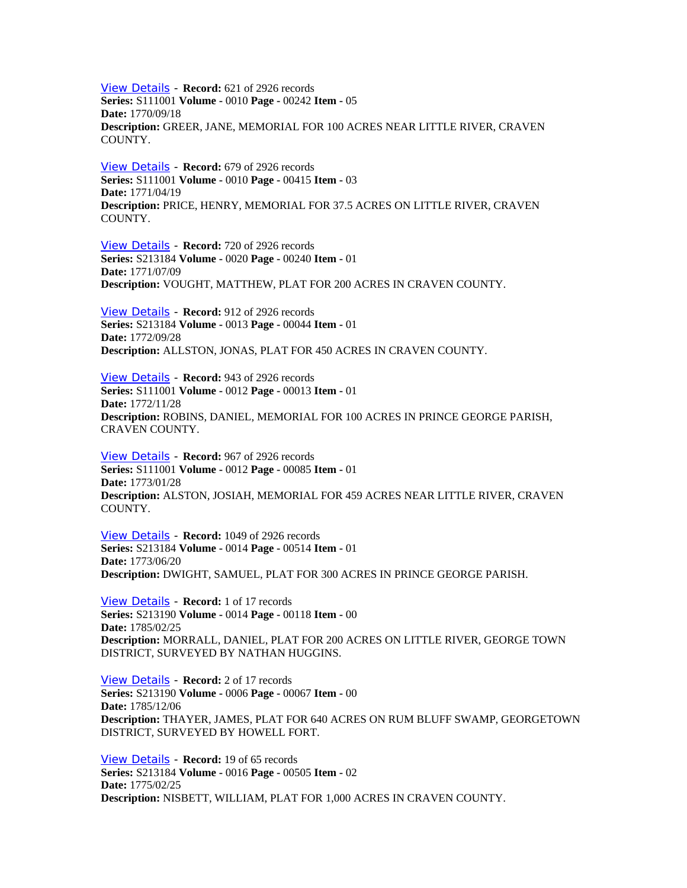View Details - **Record:** 621 of 2926 records
**Series:** S111001 **Volume** - 0010 **Page** - 00242 **Item** - 05
**Date:** 1770/09/18
**Description:** GREER, JANE, MEMORIAL FOR 100 ACRES NEAR LITTLE RIVER, CRAVEN COUNTY.

View Details - **Record:** 679 of 2926 records
**Series:** S111001 **Volume** - 0010 **Page** - 00415 **Item** - 03
**Date:** 1771/04/19
**Description:** PRICE, HENRY, MEMORIAL FOR 37.5 ACRES ON LITTLE RIVER, CRAVEN COUNTY.

View Details - **Record:** 720 of 2926 records
**Series:** S213184 **Volume** - 0020 **Page** - 00240 **Item** - 01
**Date:** 1771/07/09
**Description:** VOUGHT, MATTHEW, PLAT FOR 200 ACRES IN CRAVEN COUNTY.

View Details - **Record:** 912 of 2926 records
**Series:** S213184 **Volume** - 0013 **Page** - 00044 **Item** - 01
**Date:** 1772/09/28
**Description:** ALLSTON, JONAS, PLAT FOR 450 ACRES IN CRAVEN COUNTY.

View Details - **Record:** 943 of 2926 records
**Series:** S111001 **Volume** - 0012 **Page** - 00013 **Item** - 01
**Date:** 1772/11/28
**Description:** ROBINS, DANIEL, MEMORIAL FOR 100 ACRES IN PRINCE GEORGE PARISH, CRAVEN COUNTY.

View Details - **Record:** 967 of 2926 records
**Series:** S111001 **Volume** - 0012 **Page** - 00085 **Item** - 01
**Date:** 1773/01/28
**Description:** ALSTON, JOSIAH, MEMORIAL FOR 459 ACRES NEAR LITTLE RIVER, CRAVEN COUNTY.

View Details - **Record:** 1049 of 2926 records
**Series:** S213184 **Volume** - 0014 **Page** - 00514 **Item** - 01
**Date:** 1773/06/20
**Description:** DWIGHT, SAMUEL, PLAT FOR 300 ACRES IN PRINCE GEORGE PARISH.

View Details - **Record:** 1 of 17 records
**Series:** S213190 **Volume** - 0014 **Page** - 00118 **Item** - 00
**Date:** 1785/02/25
**Description:** MORRALL, DANIEL, PLAT FOR 200 ACRES ON LITTLE RIVER, GEORGE TOWN DISTRICT, SURVEYED BY NATHAN HUGGINS.

View Details - **Record:** 2 of 17 records
**Series:** S213190 **Volume** - 0006 **Page** - 00067 **Item** - 00
**Date:** 1785/12/06
**Description:** THAYER, JAMES, PLAT FOR 640 ACRES ON RUM BLUFF SWAMP, GEORGETOWN DISTRICT, SURVEYED BY HOWELL FORT.

View Details - **Record:** 19 of 65 records
**Series:** S213184 **Volume** - 0016 **Page** - 00505 **Item** - 02
**Date:** 1775/02/25
**Description:** NISBETT, WILLIAM, PLAT FOR 1,000 ACRES IN CRAVEN COUNTY.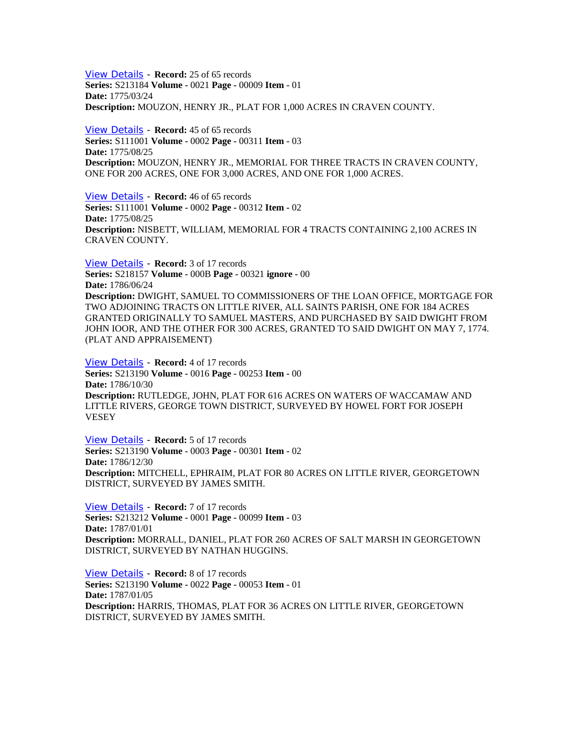View Details - **Record:** 25 of 65 records
**Series:** S213184 **Volume -** 0021 **Page -** 00009 **Item -** 01
**Date:** 1775/03/24
**Description:** MOUZON, HENRY JR., PLAT FOR 1,000 ACRES IN CRAVEN COUNTY.

View Details - **Record:** 45 of 65 records
**Series:** S111001 **Volume -** 0002 **Page -** 00311 **Item -** 03
**Date:** 1775/08/25
**Description:** MOUZON, HENRY JR., MEMORIAL FOR THREE TRACTS IN CRAVEN COUNTY, ONE FOR 200 ACRES, ONE FOR 3,000 ACRES, AND ONE FOR 1,000 ACRES.

View Details - **Record:** 46 of 65 records
**Series:** S111001 **Volume -** 0002 **Page -** 00312 **Item -** 02
**Date:** 1775/08/25
**Description:** NISBETT, WILLIAM, MEMORIAL FOR 4 TRACTS CONTAINING 2,100 ACRES IN CRAVEN COUNTY.

View Details - **Record:** 3 of 17 records
**Series:** S218157 **Volume -** 000B **Page -** 00321 **ignore -** 00
**Date:** 1786/06/24
**Description:** DWIGHT, SAMUEL TO COMMISSIONERS OF THE LOAN OFFICE, MORTGAGE FOR TWO ADJOINING TRACTS ON LITTLE RIVER, ALL SAINTS PARISH, ONE FOR 184 ACRES GRANTED ORIGINALLY TO SAMUEL MASTERS, AND PURCHASED BY SAID DWIGHT FROM JOHN IOOR, AND THE OTHER FOR 300 ACRES, GRANTED TO SAID DWIGHT ON MAY 7, 1774. (PLAT AND APPRAISEMENT)

View Details - **Record:** 4 of 17 records
**Series:** S213190 **Volume -** 0016 **Page -** 00253 **Item -** 00
**Date:** 1786/10/30
**Description:** RUTLEDGE, JOHN, PLAT FOR 616 ACRES ON WATERS OF WACCAMAW AND LITTLE RIVERS, GEORGE TOWN DISTRICT, SURVEYED BY HOWEL FORT FOR JOSEPH VESEY

View Details - **Record:** 5 of 17 records
**Series:** S213190 **Volume -** 0003 **Page -** 00301 **Item -** 02
**Date:** 1786/12/30
**Description:** MITCHELL, EPHRAIM, PLAT FOR 80 ACRES ON LITTLE RIVER, GEORGETOWN DISTRICT, SURVEYED BY JAMES SMITH.

View Details - **Record:** 7 of 17 records
**Series:** S213212 **Volume -** 0001 **Page -** 00099 **Item -** 03
**Date:** 1787/01/01
**Description:** MORRALL, DANIEL, PLAT FOR 260 ACRES OF SALT MARSH IN GEORGETOWN DISTRICT, SURVEYED BY NATHAN HUGGINS.

View Details - **Record:** 8 of 17 records
**Series:** S213190 **Volume -** 0022 **Page -** 00053 **Item -** 01
**Date:** 1787/01/05
**Description:** HARRIS, THOMAS, PLAT FOR 36 ACRES ON LITTLE RIVER, GEORGETOWN DISTRICT, SURVEYED BY JAMES SMITH.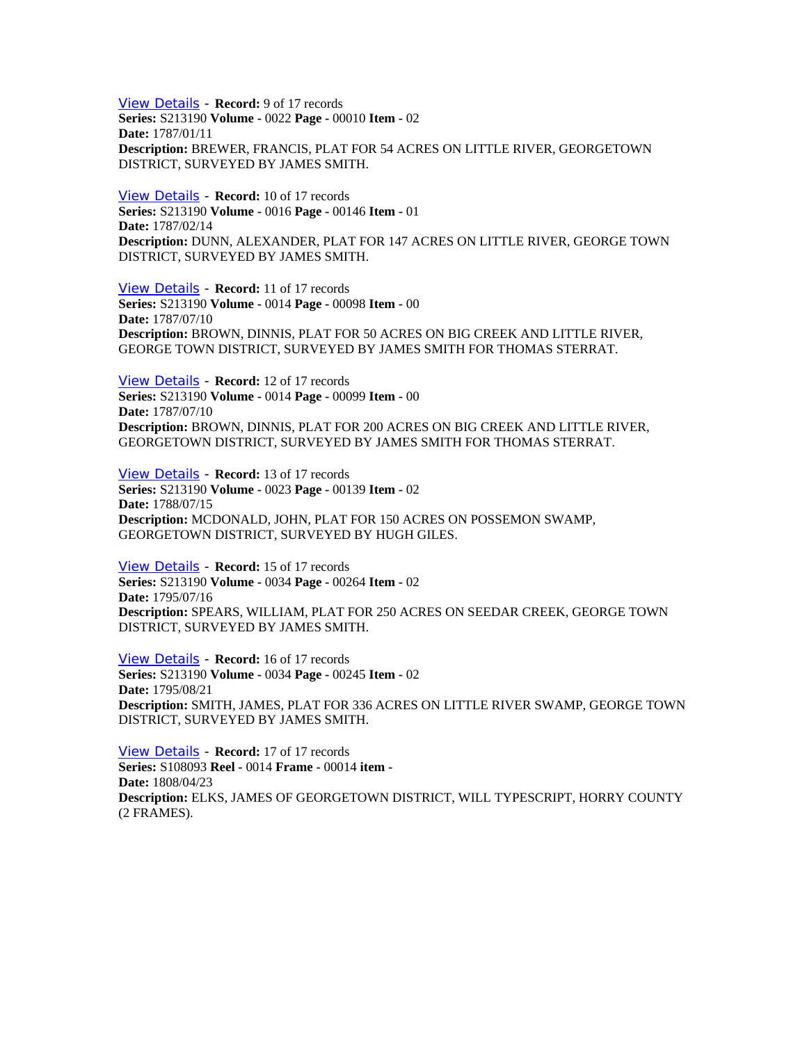View Details - **Record:** 9 of 17 records
**Series:** S213190 **Volume -** 0022 **Page -** 00010 **Item -** 02
**Date:** 1787/01/11
**Description:** BREWER, FRANCIS, PLAT FOR 54 ACRES ON LITTLE RIVER, GEORGETOWN DISTRICT, SURVEYED BY JAMES SMITH.

View Details - **Record:** 10 of 17 records
**Series:** S213190 **Volume -** 0016 **Page -** 00146 **Item -** 01
**Date:** 1787/02/14
**Description:** DUNN, ALEXANDER, PLAT FOR 147 ACRES ON LITTLE RIVER, GEORGE TOWN DISTRICT, SURVEYED BY JAMES SMITH.

View Details - **Record:** 11 of 17 records
**Series:** S213190 **Volume -** 0014 **Page -** 00098 **Item -** 00
**Date:** 1787/07/10
**Description:** BROWN, DINNIS, PLAT FOR 50 ACRES ON BIG CREEK AND LITTLE RIVER, GEORGE TOWN DISTRICT, SURVEYED BY JAMES SMITH FOR THOMAS STERRAT.

View Details - **Record:** 12 of 17 records
**Series:** S213190 **Volume -** 0014 **Page -** 00099 **Item -** 00
**Date:** 1787/07/10
**Description:** BROWN, DINNIS, PLAT FOR 200 ACRES ON BIG CREEK AND LITTLE RIVER, GEORGETOWN DISTRICT, SURVEYED BY JAMES SMITH FOR THOMAS STERRAT.

View Details - **Record:** 13 of 17 records
**Series:** S213190 **Volume -** 0023 **Page -** 00139 **Item -** 02
**Date:** 1788/07/15
**Description:** MCDONALD, JOHN, PLAT FOR 150 ACRES ON POSSEMON SWAMP, GEORGETOWN DISTRICT, SURVEYED BY HUGH GILES.

View Details - **Record:** 15 of 17 records
**Series:** S213190 **Volume -** 0034 **Page -** 00264 **Item -** 02
**Date:** 1795/07/16
**Description:** SPEARS, WILLIAM, PLAT FOR 250 ACRES ON SEEDAR CREEK, GEORGE TOWN DISTRICT, SURVEYED BY JAMES SMITH.

View Details - **Record:** 16 of 17 records
**Series:** S213190 **Volume -** 0034 **Page -** 00245 **Item -** 02
**Date:** 1795/08/21
**Description:** SMITH, JAMES, PLAT FOR 336 ACRES ON LITTLE RIVER SWAMP, GEORGE TOWN DISTRICT, SURVEYED BY JAMES SMITH.

View Details - **Record:** 17 of 17 records
**Series:** S108093 **Reel -** 0014 **Frame -** 00014 **item -**
**Date:** 1808/04/23
**Description:** ELKS, JAMES OF GEORGETOWN DISTRICT, WILL TYPESCRIPT, HORRY COUNTY (2 FRAMES).